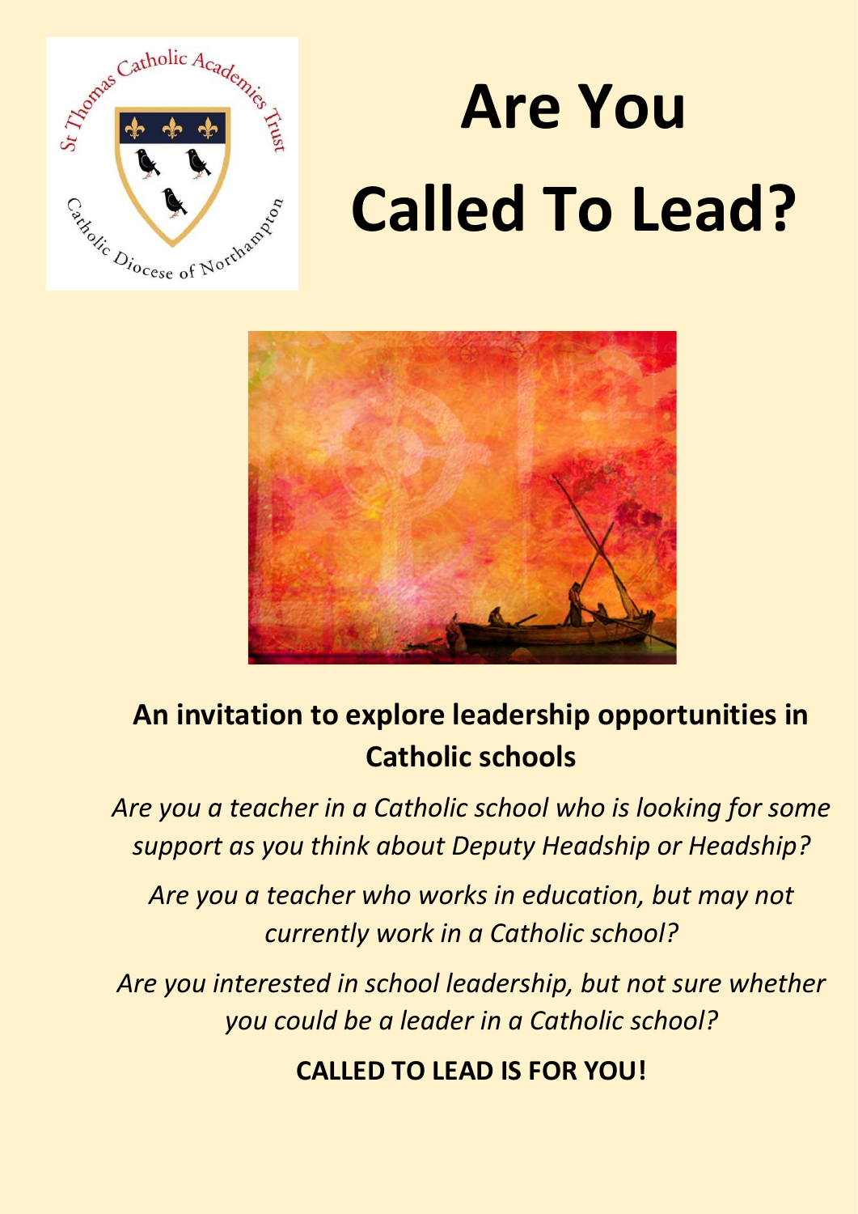# Are You Called To Lead?

## An invitation to explore leadership opportunities in Catholic schools

*Are you a teacher in a Catholic school who is looking for some support as you think about Deputy Headship or Headship?*

*Are you a teacher who works in education, but may not currently work in a Catholic school?*

*Are you interested in school leadership, but not sure whether you could be a leader in a Catholic school?*

**CALLED TO LEAD IS FOR YOU!**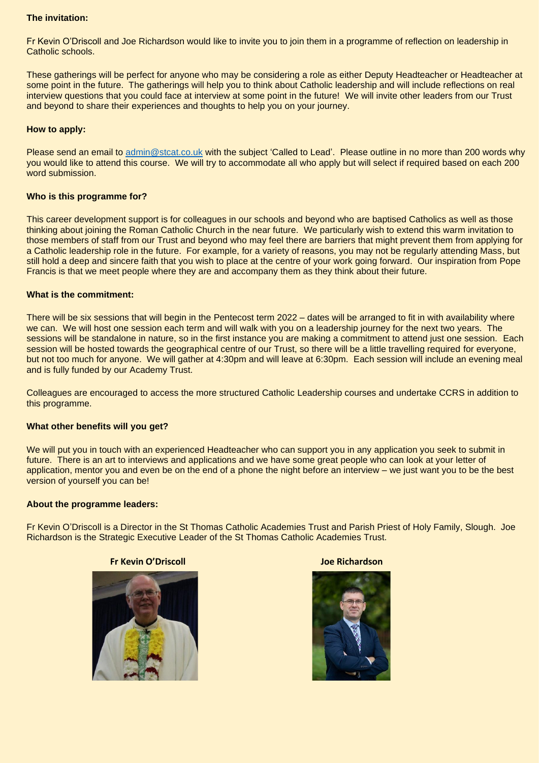**The invitation:**

Fr Kevin O'Driscoll and Joe Richardson would like to invite you to join them in a programme of reflection on leadership in Catholic schools.

These gatherings will be perfect for anyone who may be considering a role as either Deputy Headteacher or Headteacher at some point in the future. The gatherings will help you to think about Catholic leadership and will include reflections on real interview questions that you could face at interview at some point in the future! We will invite other leaders from our Trust and beyond to share their experiences and thoughts to help you on your journey.

**How to apply:**

Please send an email to admin@stcat.co.uk with the subject 'Called to Lead'. Please outline in no more than 200 words why you would like to attend this course. We will try to accommodate all who apply but will select if required based on each 200 word submission.

**Who is this programme for?**

This career development support is for colleagues in our schools and beyond who are baptised Catholics as well as those thinking about joining the Roman Catholic Church in the near future. We particularly wish to extend this warm invitation to those members of staff from our Trust and beyond who may feel there are barriers that might prevent them from applying for a Catholic leadership role in the future. For example, for a variety of reasons, you may not be regularly attending Mass, but still hold a deep and sincere faith that you wish to place at the centre of your work going forward. Our inspiration from Pope Francis is that we meet people where they are and accompany them as they think about their future.

**What is the commitment:**

There will be six sessions that will begin in the Pentecost term 2022 – dates will be arranged to fit in with availability where we can. We will host one session each term and will walk with you on a leadership journey for the next two years. The sessions will be standalone in nature, so in the first instance you are making a commitment to attend just one session. Each session will be hosted towards the geographical centre of our Trust, so there will be a little travelling required for everyone, but not too much for anyone. We will gather at 4:30pm and will leave at 6:30pm. Each session will include an evening meal and is fully funded by our Academy Trust.

Colleagues are encouraged to access the more structured Catholic Leadership courses and undertake CCRS in addition to this programme.

**What other benefits will you get?**

We will put you in touch with an experienced Headteacher who can support you in any application you seek to submit in future. There is an art to interviews and applications and we have some great people who can look at your letter of application, mentor you and even be on the end of a phone the night before an interview – we just want you to be the best version of yourself you can be!

**About the programme leaders:**

Fr Kevin O'Driscoll is a Director in the St Thomas Catholic Academies Trust and Parish Priest of Holy Family, Slough. Joe Richardson is the Strategic Executive Leader of the St Thomas Catholic Academies Trust.

**Fr Kevin O'Driscoll**

**Joe Richardson**